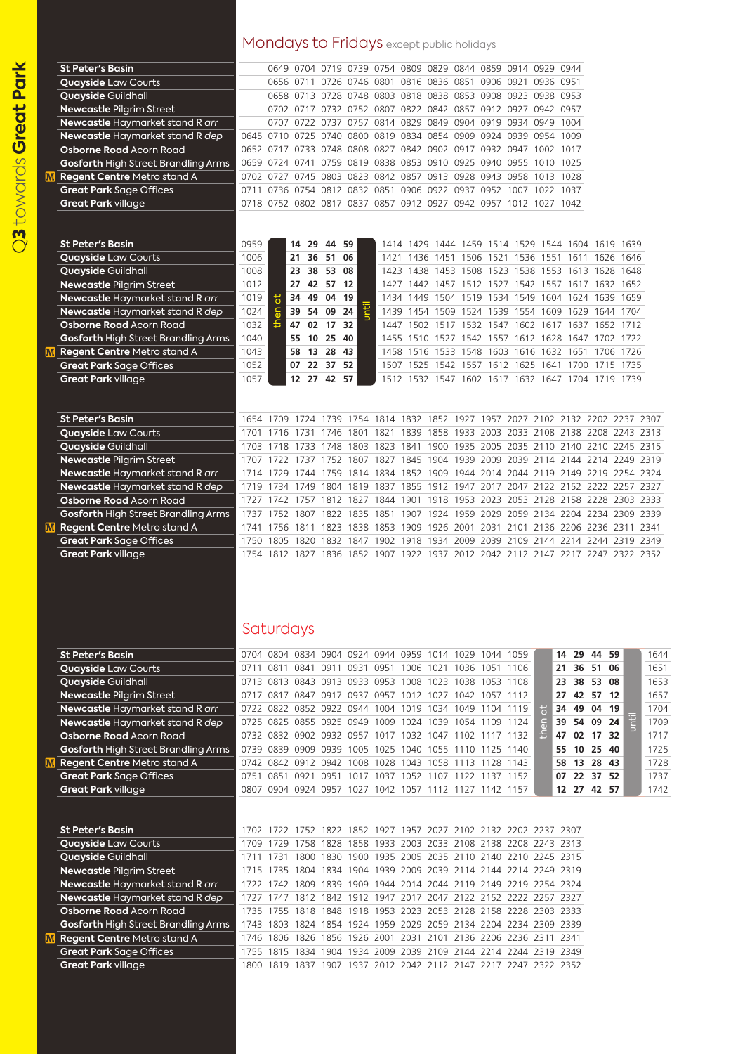# Q3 towards Great Park

## Mondays to Fridays except public holidays

| Stop | | | | | | | | | | | | | |
|---|---|---|---|---|---|---|---|---|---|---|---|---|---|
| St Peter's Basin | | 0649 | 0704 | 0719 | 0739 | 0754 | 0809 | 0829 | 0844 | 0859 | 0914 | 0929 | 0944 |
| Quayside Law Courts | | 0656 | 0711 | 0726 | 0746 | 0801 | 0816 | 0836 | 0851 | 0906 | 0921 | 0936 | 0951 |
| Quayside Guildhall | | 0658 | 0713 | 0728 | 0748 | 0803 | 0818 | 0838 | 0853 | 0908 | 0923 | 0938 | 0953 |
| Newcastle Pilgrim Street | | 0702 | 0717 | 0732 | 0752 | 0807 | 0822 | 0842 | 0857 | 0912 | 0927 | 0942 | 0957 |
| Newcastle Haymarket stand R arr | | 0707 | 0722 | 0737 | 0757 | 0814 | 0829 | 0849 | 0904 | 0919 | 0934 | 0949 | 1004 |
| Newcastle Haymarket stand R dep | 0645 | 0710 | 0725 | 0740 | 0800 | 0819 | 0834 | 0854 | 0909 | 0924 | 0939 | 0954 | 1009 |
| Osborne Road Acorn Road | 0652 | 0717 | 0733 | 0748 | 0808 | 0827 | 0842 | 0902 | 0917 | 0932 | 0947 | 1002 | 1017 |
| Gosforth High Street Brandling Arms | 0659 | 0724 | 0741 | 0759 | 0819 | 0838 | 0853 | 0910 | 0925 | 0940 | 0955 | 1010 | 1025 |
| Regent Centre Metro stand A | 0702 | 0727 | 0745 | 0803 | 0823 | 0842 | 0857 | 0913 | 0928 | 0943 | 0958 | 1013 | 1028 |
| Great Park Sage Offices | 0711 | 0736 | 0754 | 0812 | 0832 | 0851 | 0906 | 0922 | 0937 | 0952 | 1007 | 1022 | 1037 |
| Great Park village | 0718 | 0752 | 0802 | 0817 | 0837 | 0857 | 0912 | 0927 | 0942 | 0957 | 1012 | 1027 | 1042 |

| Stop | | | | | | | | | | | | | | | | | | |
|---|---|---|---|---|---|---|---|---|---|---|---|---|---|---|---|---|---|---|
| St Peter's Basin | 0959 | then at | 14 | 29 | 44 | 59 | until | 1414 | 1429 | 1444 | 1459 | 1514 | 1529 | 1544 | 1604 | 1619 | 1639 |
| Quayside Law Courts | 1006 | | 21 | 36 | 51 | 06 | | 1421 | 1436 | 1451 | 1506 | 1521 | 1536 | 1551 | 1611 | 1626 | 1646 |
| Quayside Guildhall | 1008 | | 23 | 38 | 53 | 08 | | 1423 | 1438 | 1453 | 1508 | 1523 | 1538 | 1553 | 1613 | 1628 | 1648 |
| Newcastle Pilgrim Street | 1012 | | 27 | 42 | 57 | 12 | | 1427 | 1442 | 1457 | 1512 | 1527 | 1542 | 1557 | 1617 | 1632 | 1652 |
| Newcastle Haymarket stand R arr | 1019 | | 34 | 49 | 04 | 19 | | 1434 | 1449 | 1504 | 1519 | 1534 | 1549 | 1604 | 1624 | 1639 | 1659 |
| Newcastle Haymarket stand R dep | 1024 | | 39 | 54 | 09 | 24 | | 1439 | 1454 | 1509 | 1524 | 1539 | 1554 | 1609 | 1629 | 1644 | 1704 |
| Osborne Road Acorn Road | 1032 | | 47 | 02 | 17 | 32 | | 1447 | 1502 | 1517 | 1532 | 1547 | 1602 | 1617 | 1637 | 1652 | 1712 |
| Gosforth High Street Brandling Arms | 1040 | | 55 | 10 | 25 | 40 | | 1455 | 1510 | 1527 | 1542 | 1557 | 1612 | 1628 | 1647 | 1702 | 1722 |
| Regent Centre Metro stand A | 1043 | | 58 | 13 | 28 | 43 | | 1458 | 1516 | 1533 | 1548 | 1603 | 1616 | 1632 | 1651 | 1706 | 1726 |
| Great Park Sage Offices | 1052 | | 07 | 22 | 37 | 52 | | 1507 | 1525 | 1542 | 1557 | 1612 | 1625 | 1641 | 1700 | 1715 | 1735 |
| Great Park village | 1057 | | 12 | 27 | 42 | 57 | | 1512 | 1532 | 1547 | 1602 | 1617 | 1632 | 1647 | 1704 | 1719 | 1739 |

| Stop | | | | | | | | | | | | | | | | |
|---|---|---|---|---|---|---|---|---|---|---|---|---|---|---|---|---|
| St Peter's Basin | 1654 | 1709 | 1724 | 1739 | 1754 | 1814 | 1832 | 1852 | 1927 | 1957 | 2027 | 2102 | 2132 | 2202 | 2237 | 2307 |
| Quayside Law Courts | 1701 | 1716 | 1731 | 1746 | 1801 | 1821 | 1839 | 1858 | 1933 | 2003 | 2033 | 2108 | 2138 | 2208 | 2243 | 2313 |
| Quayside Guildhall | 1703 | 1718 | 1733 | 1748 | 1803 | 1823 | 1841 | 1900 | 1935 | 2005 | 2035 | 2110 | 2140 | 2210 | 2245 | 2315 |
| Newcastle Pilgrim Street | 1707 | 1722 | 1737 | 1752 | 1807 | 1827 | 1845 | 1904 | 1939 | 2009 | 2039 | 2114 | 2144 | 2214 | 2249 | 2319 |
| Newcastle Haymarket stand R arr | 1714 | 1729 | 1744 | 1759 | 1814 | 1834 | 1852 | 1909 | 1944 | 2014 | 2044 | 2119 | 2149 | 2219 | 2254 | 2324 |
| Newcastle Haymarket stand R dep | 1719 | 1734 | 1749 | 1804 | 1819 | 1837 | 1855 | 1912 | 1947 | 2017 | 2047 | 2122 | 2152 | 2222 | 2257 | 2327 |
| Osborne Road Acorn Road | 1727 | 1742 | 1757 | 1812 | 1827 | 1844 | 1901 | 1918 | 1953 | 2023 | 2053 | 2128 | 2158 | 2228 | 2303 | 2333 |
| Gosforth High Street Brandling Arms | 1737 | 1752 | 1807 | 1822 | 1835 | 1851 | 1907 | 1924 | 1959 | 2029 | 2059 | 2134 | 2204 | 2234 | 2309 | 2339 |
| Regent Centre Metro stand A | 1741 | 1756 | 1811 | 1823 | 1838 | 1853 | 1909 | 1926 | 2001 | 2031 | 2101 | 2136 | 2206 | 2236 | 2311 | 2341 |
| Great Park Sage Offices | 1750 | 1805 | 1820 | 1832 | 1847 | 1902 | 1918 | 1934 | 2009 | 2039 | 2109 | 2144 | 2214 | 2244 | 2319 | 2349 |
| Great Park village | 1754 | 1812 | 1827 | 1836 | 1852 | 1907 | 1922 | 1937 | 2012 | 2042 | 2112 | 2147 | 2217 | 2247 | 2322 | 2352 |

## Saturdays

| Stop | | | | | | | | | | | | | | | | | | |
|---|---|---|---|---|---|---|---|---|---|---|---|---|---|---|---|---|---|---|
| St Peter's Basin | 0704 | 0804 | 0834 | 0904 | 0924 | 0944 | 0959 | 1014 | 1029 | 1044 | 1059 | then at | 14 | 29 | 44 | 59 | until | 1644 |
| Quayside Law Courts | 0711 | 0811 | 0841 | 0911 | 0931 | 0951 | 1006 | 1021 | 1036 | 1051 | 1106 | | 21 | 36 | 51 | 06 | | 1651 |
| Quayside Guildhall | 0713 | 0813 | 0843 | 0913 | 0933 | 0953 | 1008 | 1023 | 1038 | 1053 | 1108 | | 23 | 38 | 53 | 08 | | 1653 |
| Newcastle Pilgrim Street | 0717 | 0817 | 0847 | 0917 | 0937 | 0957 | 1012 | 1027 | 1042 | 1057 | 1112 | | 27 | 42 | 57 | 12 | | 1657 |
| Newcastle Haymarket stand R arr | 0722 | 0822 | 0852 | 0922 | 0944 | 1004 | 1019 | 1034 | 1049 | 1104 | 1119 | | 34 | 49 | 04 | 19 | | 1704 |
| Newcastle Haymarket stand R dep | 0725 | 0825 | 0855 | 0925 | 0949 | 1009 | 1024 | 1039 | 1054 | 1109 | 1124 | | 39 | 54 | 09 | 24 | | 1709 |
| Osborne Road Acorn Road | 0732 | 0832 | 0902 | 0932 | 0957 | 1017 | 1032 | 1047 | 1102 | 1117 | 1132 | | 47 | 02 | 17 | 32 | | 1717 |
| Gosforth High Street Brandling Arms | 0739 | 0839 | 0909 | 0939 | 1005 | 1025 | 1040 | 1055 | 1110 | 1125 | 1140 | | 55 | 10 | 25 | 40 | | 1725 |
| Regent Centre Metro stand A | 0742 | 0842 | 0912 | 0942 | 1008 | 1028 | 1043 | 1058 | 1113 | 1128 | 1143 | | 58 | 13 | 28 | 43 | | 1728 |
| Great Park Sage Offices | 0751 | 0851 | 0921 | 0951 | 1017 | 1037 | 1052 | 1107 | 1122 | 1137 | 1152 | | 07 | 22 | 37 | 52 | | 1737 |
| Great Park village | 0807 | 0904 | 0924 | 0957 | 1027 | 1042 | 1057 | 1112 | 1127 | 1142 | 1157 | | 12 | 27 | 42 | 57 | | 1742 |

| Stop | | | | | | | | | | | | | |
|---|---|---|---|---|---|---|---|---|---|---|---|---|---|
| St Peter's Basin | 1702 | 1722 | 1752 | 1822 | 1852 | 1927 | 1957 | 2027 | 2102 | 2132 | 2202 | 2237 | 2307 |
| Quayside Law Courts | 1709 | 1729 | 1758 | 1828 | 1858 | 1933 | 2003 | 2033 | 2108 | 2138 | 2208 | 2243 | 2313 |
| Quayside Guildhall | 1711 | 1731 | 1800 | 1830 | 1900 | 1935 | 2005 | 2035 | 2110 | 2140 | 2210 | 2245 | 2315 |
| Newcastle Pilgrim Street | 1715 | 1735 | 1804 | 1834 | 1904 | 1939 | 2009 | 2039 | 2114 | 2144 | 2214 | 2249 | 2319 |
| Newcastle Haymarket stand R arr | 1722 | 1742 | 1809 | 1839 | 1909 | 1944 | 2014 | 2044 | 2119 | 2149 | 2219 | 2254 | 2324 |
| Newcastle Haymarket stand R dep | 1727 | 1747 | 1812 | 1842 | 1912 | 1947 | 2017 | 2047 | 2122 | 2152 | 2222 | 2257 | 2327 |
| Osborne Road Acorn Road | 1735 | 1755 | 1818 | 1848 | 1918 | 1953 | 2023 | 2053 | 2128 | 2158 | 2228 | 2303 | 2333 |
| Gosforth High Street Brandling Arms | 1743 | 1803 | 1824 | 1854 | 1924 | 1959 | 2029 | 2059 | 2134 | 2204 | 2234 | 2309 | 2339 |
| Regent Centre Metro stand A | 1746 | 1806 | 1826 | 1856 | 1926 | 2001 | 2031 | 2101 | 2136 | 2206 | 2236 | 2311 | 2341 |
| Great Park Sage Offices | 1755 | 1815 | 1834 | 1904 | 1934 | 2009 | 2039 | 2109 | 2144 | 2214 | 2244 | 2319 | 2349 |
| Great Park village | 1800 | 1819 | 1837 | 1907 | 1937 | 2012 | 2042 | 2112 | 2147 | 2217 | 2247 | 2322 | 2352 |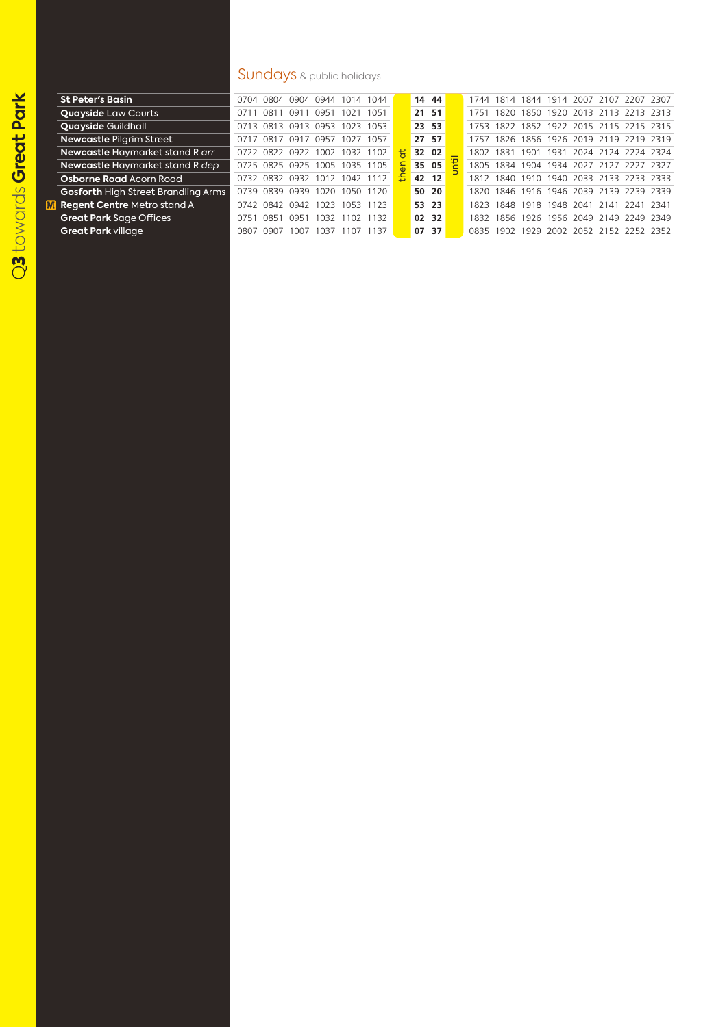# Q3 towards **Great Park**

## Sundays & public holidays

| Stop | | | | | | | | | | | | | | | | | | |
|---|---|---|---|---|---|---|---|---|---|---|---|---|---|---|---|---|---|---|
| **St Peter's Basin** | 0704 | 0804 | 0904 | 0944 | 1014 | 1044 | then at | **14** | **44** | until | 1744 | 1814 | 1844 | 1914 | 2007 | 2107 | 2207 | 2307 |
| **Quayside** Law Courts | 0711 | 0811 | 0911 | 0951 | 1021 | 1051 | | **21** | **51** | | 1751 | 1820 | 1850 | 1920 | 2013 | 2113 | 2213 | 2313 |
| **Quayside** Guildhall | 0713 | 0813 | 0913 | 0953 | 1023 | 1053 | | **23** | **53** | | 1753 | 1822 | 1852 | 1922 | 2015 | 2115 | 2215 | 2315 |
| **Newcastle** Pilgrim Street | 0717 | 0817 | 0917 | 0957 | 1027 | 1057 | | **27** | **57** | | 1757 | 1826 | 1856 | 1926 | 2019 | 2119 | 2219 | 2319 |
| **Newcastle** Haymarket stand R *arr* | 0722 | 0822 | 0922 | 1002 | 1032 | 1102 | | **32** | **02** | | 1802 | 1831 | 1901 | 1931 | 2024 | 2124 | 2224 | 2324 |
| **Newcastle** Haymarket stand R *dep* | 0725 | 0825 | 0925 | 1005 | 1035 | 1105 | | **35** | **05** | | 1805 | 1834 | 1904 | 1934 | 2027 | 2127 | 2227 | 2327 |
| **Osborne Road** Acorn Road | 0732 | 0832 | 0932 | 1012 | 1042 | 1112 | | **42** | **12** | | 1812 | 1840 | 1910 | 1940 | 2033 | 2133 | 2233 | 2333 |
| **Gosforth** High Street Brandling Arms | 0739 | 0839 | 0939 | 1020 | 1050 | 1120 | | **50** | **20** | | 1820 | 1846 | 1916 | 1946 | 2039 | 2139 | 2239 | 2339 |
| M **Regent Centre** Metro stand A | 0742 | 0842 | 0942 | 1023 | 1053 | 1123 | | **53** | **23** | | 1823 | 1848 | 1918 | 1948 | 2041 | 2141 | 2241 | 2341 |
| **Great Park** Sage Offices | 0751 | 0851 | 0951 | 1032 | 1102 | 1132 | | **02** | **32** | | 1832 | 1856 | 1926 | 1956 | 2049 | 2149 | 2249 | 2349 |
| **Great Park** village | 0807 | 0907 | 1007 | 1037 | 1107 | 1137 | | **07** | **37** | | 0835 | 1902 | 1929 | 2002 | 2052 | 2152 | 2252 | 2352 |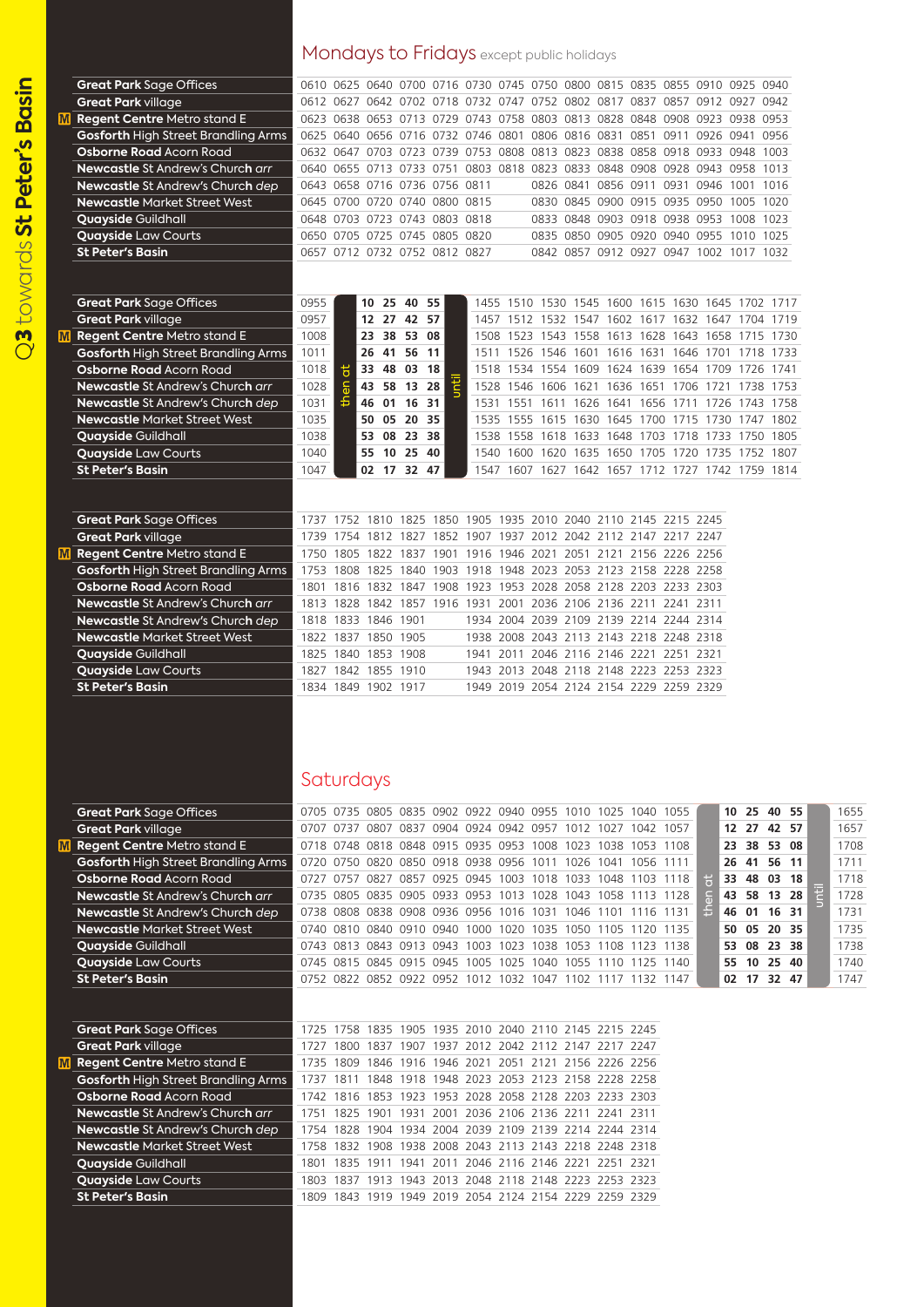# Q3 towards St Peter's Basin

## Mondays to Fridays except public holidays

| Stop | | | | | | | | | | | | | | | |
|---|---|---|---|---|---|---|---|---|---|---|---|---|---|---|---|
| Great Park Sage Offices | 0610 | 0625 | 0640 | 0700 | 0716 | 0730 | 0745 | 0750 | 0800 | 0815 | 0835 | 0855 | 0910 | 0925 | 0940 |
| Great Park village | 0612 | 0627 | 0642 | 0702 | 0718 | 0732 | 0747 | 0752 | 0802 | 0817 | 0837 | 0857 | 0912 | 0927 | 0942 |
| Regent Centre Metro stand E | 0623 | 0638 | 0653 | 0713 | 0729 | 0743 | 0758 | 0803 | 0813 | 0828 | 0848 | 0908 | 0923 | 0938 | 0953 |
| Gosforth High Street Brandling Arms | 0625 | 0640 | 0656 | 0716 | 0732 | 0746 | 0801 | 0806 | 0816 | 0831 | 0851 | 0911 | 0926 | 0941 | 0956 |
| Osborne Road Acorn Road | 0632 | 0647 | 0703 | 0723 | 0739 | 0753 | 0808 | 0813 | 0823 | 0838 | 0858 | 0918 | 0933 | 0948 | 1003 |
| Newcastle St Andrew's Church arr | 0640 | 0655 | 0713 | 0733 | 0751 | 0803 | 0818 | 0823 | 0833 | 0848 | 0908 | 0928 | 0943 | 0958 | 1013 |
| Newcastle St Andrew's Church dep | 0643 | 0658 | 0716 | 0736 | 0756 | 0811 | | 0826 | 0841 | 0856 | 0911 | 0931 | 0946 | 1001 | 1016 |
| Newcastle Market Street West | 0645 | 0700 | 0720 | 0740 | 0800 | 0815 | | 0830 | 0845 | 0900 | 0915 | 0935 | 0950 | 1005 | 1020 |
| Quayside Guildhall | 0648 | 0703 | 0723 | 0743 | 0803 | 0818 | | 0833 | 0848 | 0903 | 0918 | 0938 | 0953 | 1008 | 1023 |
| Quayside Law Courts | 0650 | 0705 | 0725 | 0745 | 0805 | 0820 | | 0835 | 0850 | 0905 | 0920 | 0940 | 0955 | 1010 | 1025 |
| St Peter's Basin | 0657 | 0712 | 0732 | 0752 | 0812 | 0827 | | 0842 | 0857 | 0912 | 0927 | 0947 | 1002 | 1017 | 1032 |

| Stop | | then at | | | | until | | | | | | | | | | |
|---|---|---|---|---|---|---|---|---|---|---|---|---|---|---|---|---|
| Great Park Sage Offices | 0955 | 10 | 25 | 40 | 55 | | 1455 | 1510 | 1530 | 1545 | 1600 | 1615 | 1630 | 1645 | 1702 | 1717 |
| Great Park village | 0957 | 12 | 27 | 42 | 57 | | 1457 | 1512 | 1532 | 1547 | 1602 | 1617 | 1632 | 1647 | 1704 | 1719 |
| Regent Centre Metro stand E | 1008 | 23 | 38 | 53 | 08 | | 1508 | 1523 | 1543 | 1558 | 1613 | 1628 | 1643 | 1658 | 1715 | 1730 |
| Gosforth High Street Brandling Arms | 1011 | 26 | 41 | 56 | 11 | | 1511 | 1526 | 1546 | 1601 | 1616 | 1631 | 1646 | 1701 | 1718 | 1733 |
| Osborne Road Acorn Road | 1018 | 33 | 48 | 03 | 18 | | 1518 | 1534 | 1554 | 1609 | 1624 | 1639 | 1654 | 1709 | 1726 | 1741 |
| Newcastle St Andrew's Church arr | 1028 | 43 | 58 | 13 | 28 | | 1528 | 1546 | 1606 | 1621 | 1636 | 1651 | 1706 | 1721 | 1738 | 1753 |
| Newcastle St Andrew's Church dep | 1031 | 46 | 01 | 16 | 31 | | 1531 | 1551 | 1611 | 1626 | 1641 | 1656 | 1711 | 1726 | 1743 | 1758 |
| Newcastle Market Street West | 1035 | 50 | 05 | 20 | 35 | | 1535 | 1555 | 1615 | 1630 | 1645 | 1700 | 1715 | 1730 | 1747 | 1802 |
| Quayside Guildhall | 1038 | 53 | 08 | 23 | 38 | | 1538 | 1558 | 1618 | 1633 | 1648 | 1703 | 1718 | 1733 | 1750 | 1805 |
| Quayside Law Courts | 1040 | 55 | 10 | 25 | 40 | | 1540 | 1600 | 1620 | 1635 | 1650 | 1705 | 1720 | 1735 | 1752 | 1807 |
| St Peter's Basin | 1047 | 02 | 17 | 32 | 47 | | 1547 | 1607 | 1627 | 1642 | 1657 | 1712 | 1727 | 1742 | 1759 | 1814 |

| Stop | | | | | | | | | | | | | |
|---|---|---|---|---|---|---|---|---|---|---|---|---|---|
| Great Park Sage Offices | 1737 | 1752 | 1810 | 1825 | 1850 | 1905 | 1935 | 2010 | 2040 | 2110 | 2145 | 2215 | 2245 |
| Great Park village | 1739 | 1754 | 1812 | 1827 | 1852 | 1907 | 1937 | 2012 | 2042 | 2112 | 2147 | 2217 | 2247 |
| Regent Centre Metro stand E | 1750 | 1805 | 1822 | 1837 | 1901 | 1916 | 1946 | 2021 | 2051 | 2121 | 2156 | 2226 | 2256 |
| Gosforth High Street Brandling Arms | 1753 | 1808 | 1825 | 1840 | 1903 | 1918 | 1948 | 2023 | 2053 | 2123 | 2158 | 2228 | 2258 |
| Osborne Road Acorn Road | 1801 | 1816 | 1832 | 1847 | 1908 | 1923 | 1953 | 2028 | 2058 | 2128 | 2203 | 2233 | 2303 |
| Newcastle St Andrew's Church arr | 1813 | 1828 | 1842 | 1857 | 1916 | 1931 | 2001 | 2036 | 2106 | 2136 | 2211 | 2241 | 2311 |
| Newcastle St Andrew's Church dep | 1818 | 1833 | 1846 | 1901 | | 1934 | 2004 | 2039 | 2109 | 2139 | 2214 | 2244 | 2314 |
| Newcastle Market Street West | 1822 | 1837 | 1850 | 1905 | | 1938 | 2008 | 2043 | 2113 | 2143 | 2218 | 2248 | 2318 |
| Quayside Guildhall | 1825 | 1840 | 1853 | 1908 | | 1941 | 2011 | 2046 | 2116 | 2146 | 2221 | 2251 | 2321 |
| Quayside Law Courts | 1827 | 1842 | 1855 | 1910 | | 1943 | 2013 | 2048 | 2118 | 2148 | 2223 | 2253 | 2323 |
| St Peter's Basin | 1834 | 1849 | 1902 | 1917 | | 1949 | 2019 | 2054 | 2124 | 2154 | 2229 | 2259 | 2329 |

## Saturdays

| Stop | | | | | | | | | | | | | then at | | | | until | |
|---|---|---|---|---|---|---|---|---|---|---|---|---|---|---|---|---|---|---|
| Great Park Sage Offices | 0705 | 0735 | 0805 | 0835 | 0902 | 0922 | 0940 | 0955 | 1010 | 1025 | 1040 | 1055 | 10 | 25 | 40 | 55 | | 1655 |
| Great Park village | 0707 | 0737 | 0807 | 0837 | 0904 | 0924 | 0942 | 0957 | 1012 | 1027 | 1042 | 1057 | 12 | 27 | 42 | 57 | | 1657 |
| Regent Centre Metro stand E | 0718 | 0748 | 0818 | 0848 | 0915 | 0935 | 0953 | 1008 | 1023 | 1038 | 1053 | 1108 | 23 | 38 | 53 | 08 | | 1708 |
| Gosforth High Street Brandling Arms | 0720 | 0750 | 0820 | 0850 | 0918 | 0938 | 0956 | 1011 | 1026 | 1041 | 1056 | 1111 | 26 | 41 | 56 | 11 | | 1711 |
| Osborne Road Acorn Road | 0727 | 0757 | 0827 | 0857 | 0925 | 0945 | 1003 | 1018 | 1033 | 1048 | 1103 | 1118 | 33 | 48 | 03 | 18 | | 1718 |
| Newcastle St Andrew's Church arr | 0735 | 0805 | 0835 | 0905 | 0933 | 0953 | 1013 | 1028 | 1043 | 1058 | 1113 | 1128 | 43 | 58 | 13 | 28 | | 1728 |
| Newcastle St Andrew's Church dep | 0738 | 0808 | 0838 | 0908 | 0936 | 0956 | 1016 | 1031 | 1046 | 1101 | 1116 | 1131 | 46 | 01 | 16 | 31 | | 1731 |
| Newcastle Market Street West | 0740 | 0810 | 0840 | 0910 | 0940 | 1000 | 1020 | 1035 | 1050 | 1105 | 1120 | 1135 | 50 | 05 | 20 | 35 | | 1735 |
| Quayside Guildhall | 0743 | 0813 | 0843 | 0913 | 0943 | 1003 | 1023 | 1038 | 1053 | 1108 | 1123 | 1138 | 53 | 08 | 23 | 38 | | 1738 |
| Quayside Law Courts | 0745 | 0815 | 0845 | 0915 | 0945 | 1005 | 1025 | 1040 | 1055 | 1110 | 1125 | 1140 | 55 | 10 | 25 | 40 | | 1740 |
| St Peter's Basin | 0752 | 0822 | 0852 | 0922 | 0952 | 1012 | 1032 | 1047 | 1102 | 1117 | 1132 | 1147 | 02 | 17 | 32 | 47 | | 1747 |

| Stop | | | | | | | | | | | |
|---|---|---|---|---|---|---|---|---|---|---|---|
| Great Park Sage Offices | 1725 | 1758 | 1835 | 1905 | 1935 | 2010 | 2040 | 2110 | 2145 | 2215 | 2245 |
| Great Park village | 1727 | 1800 | 1837 | 1907 | 1937 | 2012 | 2042 | 2112 | 2147 | 2217 | 2247 |
| Regent Centre Metro stand E | 1735 | 1809 | 1846 | 1916 | 1946 | 2021 | 2051 | 2121 | 2156 | 2226 | 2256 |
| Gosforth High Street Brandling Arms | 1737 | 1811 | 1848 | 1918 | 1948 | 2023 | 2053 | 2123 | 2158 | 2228 | 2258 |
| Osborne Road Acorn Road | 1742 | 1816 | 1853 | 1923 | 1953 | 2028 | 2058 | 2128 | 2203 | 2233 | 2303 |
| Newcastle St Andrew's Church arr | 1751 | 1825 | 1901 | 1931 | 2001 | 2036 | 2106 | 2136 | 2211 | 2241 | 2311 |
| Newcastle St Andrew's Church dep | 1754 | 1828 | 1904 | 1934 | 2004 | 2039 | 2109 | 2139 | 2214 | 2244 | 2314 |
| Newcastle Market Street West | 1758 | 1832 | 1908 | 1938 | 2008 | 2043 | 2113 | 2143 | 2218 | 2248 | 2318 |
| Quayside Guildhall | 1801 | 1835 | 1911 | 1941 | 2011 | 2046 | 2116 | 2146 | 2221 | 2251 | 2321 |
| Quayside Law Courts | 1803 | 1837 | 1913 | 1943 | 2013 | 2048 | 2118 | 2148 | 2223 | 2253 | 2323 |
| St Peter's Basin | 1809 | 1843 | 1919 | 1949 | 2019 | 2054 | 2124 | 2154 | 2229 | 2259 | 2329 |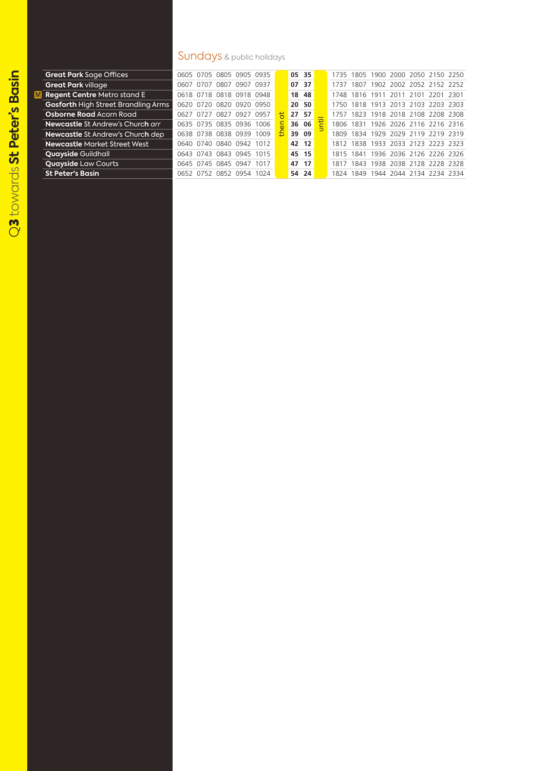# Q3 towards St Peter's Basin

## Sundays & public holidays

| | | | | | | | | | | | | | | | | | |
|---|---|---|---|---|---|---|---|---|---|---|---|---|---|---|---|---|---|
| **Great Park** Sage Offices | 0605 | 0705 | 0805 | 0905 | 0935 | then at | **05** | **35** | until | 1735 | 1805 | 1900 | 2000 | 2050 | 2150 | 2250 |
| **Great Park** village | 0607 | 0707 | 0807 | 0907 | 0937 | | **07** | **37** | | 1737 | 1807 | 1902 | 2002 | 2052 | 2152 | 2252 |
| M **Regent Centre** Metro stand E | 0618 | 0718 | 0818 | 0918 | 0948 | | **18** | **48** | | 1748 | 1816 | 1911 | 2011 | 2101 | 2201 | 2301 |
| **Gosforth** High Street Brandling Arms | 0620 | 0720 | 0820 | 0920 | 0950 | | **20** | **50** | | 1750 | 1818 | 1913 | 2013 | 2103 | 2203 | 2303 |
| **Osborne Road** Acorn Road | 0627 | 0727 | 0827 | 0927 | 0957 | | **27** | **57** | | 1757 | 1823 | 1918 | 2018 | 2108 | 2208 | 2308 |
| **Newcastle** St Andrew's Church *arr* | 0635 | 0735 | 0835 | 0936 | 1006 | | **36** | **06** | | 1806 | 1831 | 1926 | 2026 | 2116 | 2216 | 2316 |
| **Newcastle** St Andrew's Church *dep* | 0638 | 0738 | 0838 | 0939 | 1009 | | **39** | **09** | | 1809 | 1834 | 1929 | 2029 | 2119 | 2219 | 2319 |
| **Newcastle** Market Street West | 0640 | 0740 | 0840 | 0942 | 1012 | | **42** | **12** | | 1812 | 1838 | 1933 | 2033 | 2123 | 2223 | 2323 |
| **Quayside** Guildhall | 0643 | 0743 | 0843 | 0945 | 1015 | | **45** | **15** | | 1815 | 1841 | 1936 | 2036 | 2126 | 2226 | 2326 |
| **Quayside** Law Courts | 0645 | 0745 | 0845 | 0947 | 1017 | | **47** | **17** | | 1817 | 1843 | 1938 | 2038 | 2128 | 2228 | 2328 |
| **St Peter's Basin** | 0652 | 0752 | 0852 | 0954 | 1024 | | **54** | **24** | | 1824 | 1849 | 1944 | 2044 | 2134 | 2234 | 2334 |